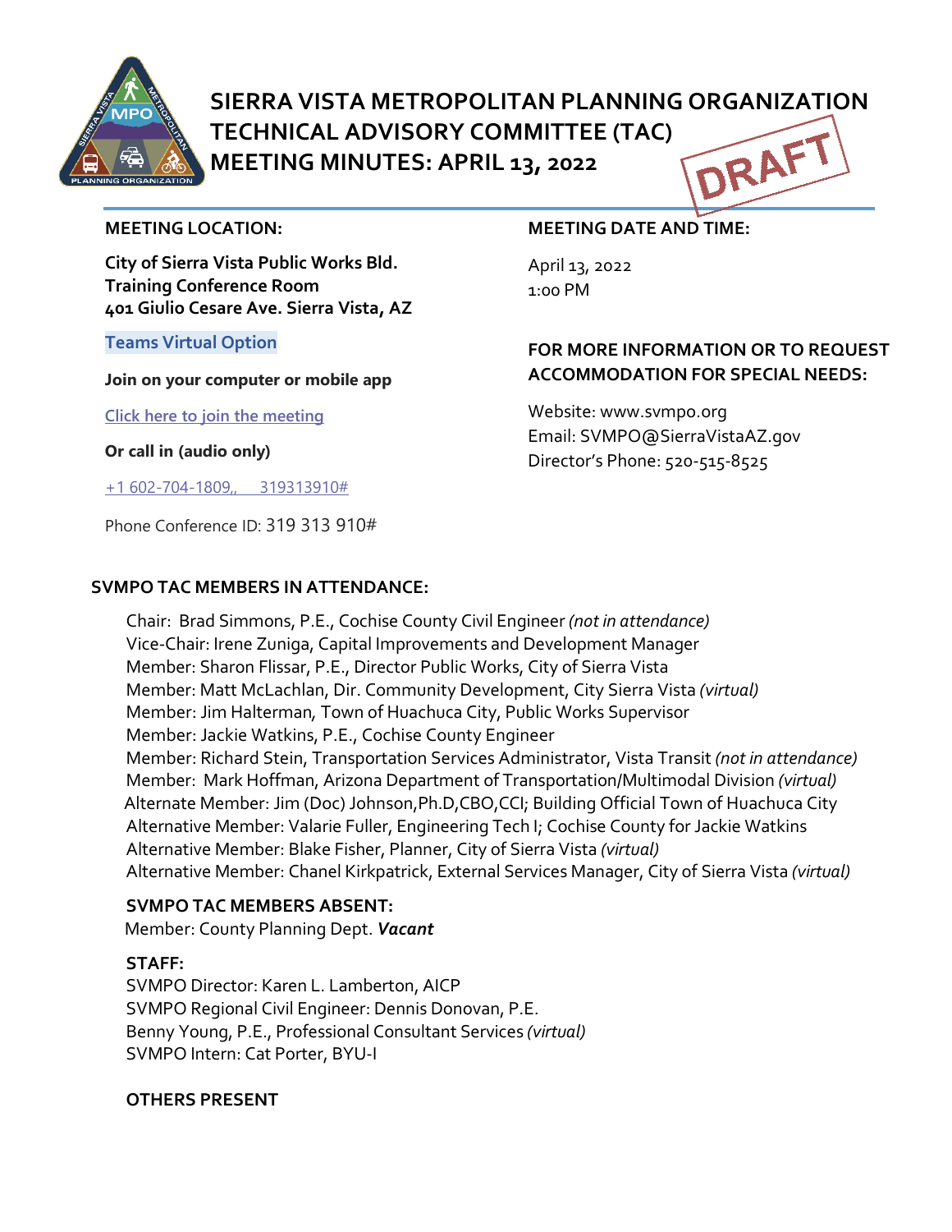# SIERRA VISTA METROPOLITAN PLANNING ORGANIZATION TECHNICAL ADVISORY COMMITTEE (TAC) MEETING MINUTES: APRIL 13, 2022

DRAFT

**MEETING LOCATION:**

**City of Sierra Vista Public Works Bld.**
**Training Conference Room**
**401 Giulio Cesare Ave. Sierra Vista, AZ**

**Teams Virtual Option**

**Join on your computer or mobile app**

Click here to join the meeting

**Or call in (audio only)**

+1 602-704-1809,,  319313910#

Phone Conference ID: 319 313 910#

**MEETING DATE AND TIME:**

April 13, 2022
1:00 PM

**FOR MORE INFORMATION OR TO REQUEST ACCOMMODATION FOR SPECIAL NEEDS:**

Website: www.svmpo.org
Email: SVMPO@SierraVistaAZ.gov
Director's Phone: 520-515-8525

## SVMPO TAC MEMBERS IN ATTENDANCE:

Chair: Brad Simmons, P.E., Cochise County Civil Engineer *(not in attendance)*
Vice-Chair: Irene Zuniga, Capital Improvements and Development Manager
Member: Sharon Flissar, P.E., Director Public Works, City of Sierra Vista
Member: Matt McLachlan, Dir. Community Development, City Sierra Vista *(virtual)*
Member: Jim Halterman, Town of Huachuca City, Public Works Supervisor
Member: Jackie Watkins, P.E., Cochise County Engineer
Member: Richard Stein, Transportation Services Administrator, Vista Transit *(not in attendance)*
Member: Mark Hoffman, Arizona Department of Transportation/Multimodal Division *(virtual)*
Alternate Member: Jim (Doc) Johnson,Ph.D,CBO,CCI; Building Official Town of Huachuca City
Alternative Member: Valarie Fuller, Engineering Tech I; Cochise County for Jackie Watkins
Alternative Member: Blake Fisher, Planner, City of Sierra Vista *(virtual)*
Alternative Member: Chanel Kirkpatrick, External Services Manager, City of Sierra Vista *(virtual)*

### SVMPO TAC MEMBERS ABSENT:

Member: County Planning Dept. ***Vacant***

### STAFF:

SVMPO Director: Karen L. Lamberton, AICP
SVMPO Regional Civil Engineer: Dennis Donovan, P.E.
Benny Young, P.E., Professional Consultant Services *(virtual)*
SVMPO Intern: Cat Porter, BYU-I

### OTHERS PRESENT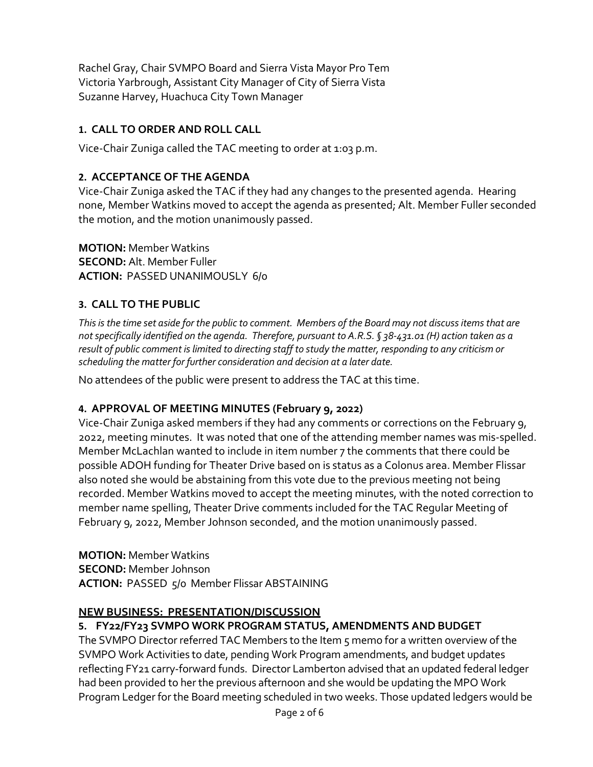Rachel Gray, Chair SVMPO Board and Sierra Vista Mayor Pro Tem
Victoria Yarbrough, Assistant City Manager of City of Sierra Vista
Suzanne Harvey, Huachuca City Town Manager

## 1. CALL TO ORDER AND ROLL CALL

Vice-Chair Zuniga called the TAC meeting to order at 1:03 p.m.

## 2. ACCEPTANCE OF THE AGENDA

Vice-Chair Zuniga asked the TAC if they had any changes to the presented agenda. Hearing none, Member Watkins moved to accept the agenda as presented; Alt. Member Fuller seconded the motion, and the motion unanimously passed.

**MOTION:** Member Watkins
**SECOND:** Alt. Member Fuller
**ACTION:** PASSED UNANIMOUSLY 6/0

## 3. CALL TO THE PUBLIC

*This is the time set aside for the public to comment. Members of the Board may not discuss items that are not specifically identified on the agenda. Therefore, pursuant to A.R.S. § 38-431.01 (H) action taken as a result of public comment is limited to directing staff to study the matter, responding to any criticism or scheduling the matter for further consideration and decision at a later date.*

No attendees of the public were present to address the TAC at this time.

## 4. APPROVAL OF MEETING MINUTES (February 9, 2022)

Vice-Chair Zuniga asked members if they had any comments or corrections on the February 9, 2022, meeting minutes. It was noted that one of the attending member names was mis-spelled. Member McLachlan wanted to include in item number 7 the comments that there could be possible ADOH funding for Theater Drive based on is status as a Colonus area. Member Flissar also noted she would be abstaining from this vote due to the previous meeting not being recorded. Member Watkins moved to accept the meeting minutes, with the noted correction to member name spelling, Theater Drive comments included for the TAC Regular Meeting of February 9, 2022, Member Johnson seconded, and the motion unanimously passed.

**MOTION:** Member Watkins
**SECOND:** Member Johnson
**ACTION:** PASSED 5/0 Member Flissar ABSTAINING

## NEW BUSINESS: PRESENTATION/DISCUSSION

## 5. FY22/FY23 SVMPO WORK PROGRAM STATUS, AMENDMENTS AND BUDGET

The SVMPO Director referred TAC Members to the Item 5 memo for a written overview of the SVMPO Work Activities to date, pending Work Program amendments, and budget updates reflecting FY21 carry-forward funds. Director Lamberton advised that an updated federal ledger had been provided to her the previous afternoon and she would be updating the MPO Work Program Ledger for the Board meeting scheduled in two weeks. Those updated ledgers would be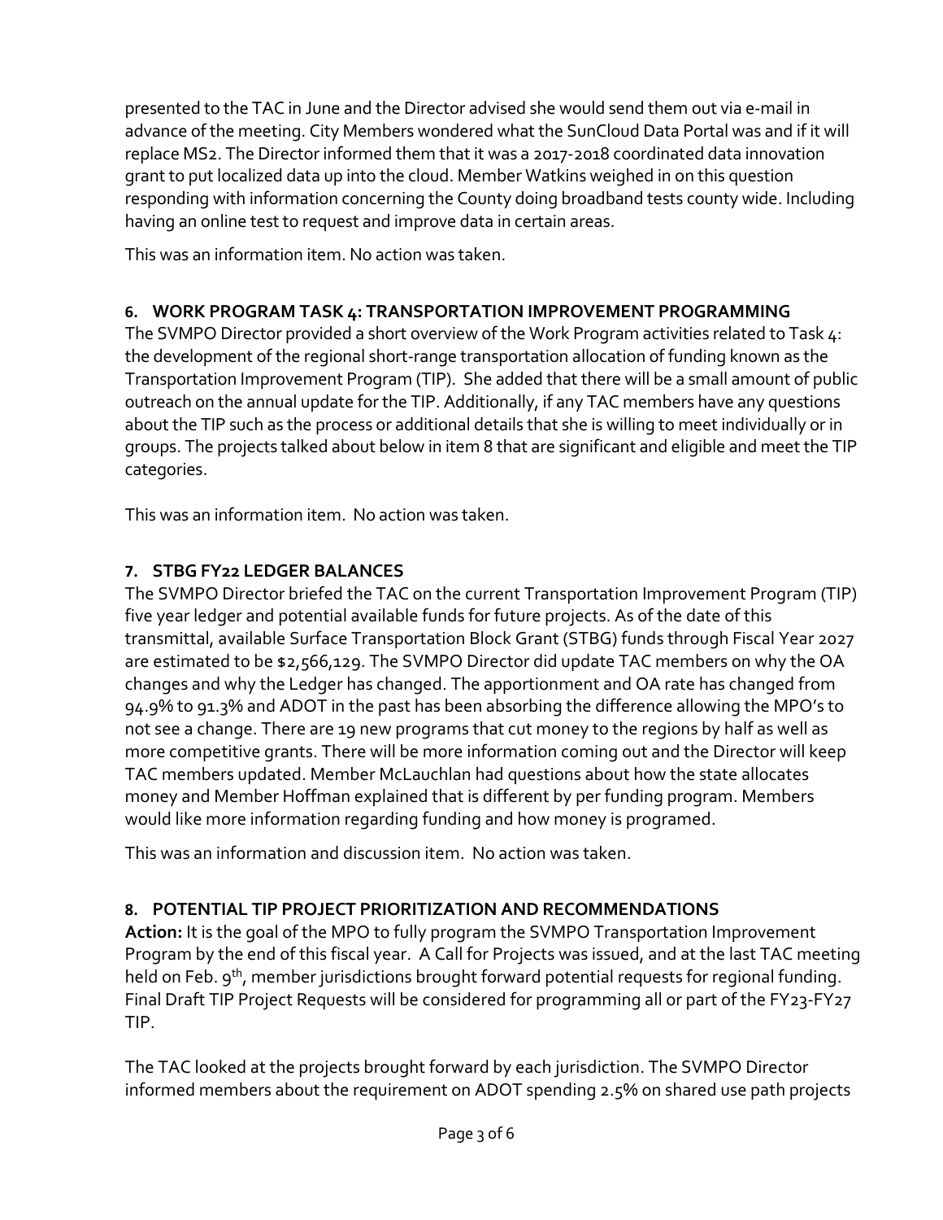presented to the TAC in June and the Director advised she would send them out via e-mail in advance of the meeting. City Members wondered what the SunCloud Data Portal was and if it will replace MS2. The Director informed them that it was a 2017-2018 coordinated data innovation grant to put localized data up into the cloud. Member Watkins weighed in on this question responding with information concerning the County doing broadband tests county wide. Including having an online test to request and improve data in certain areas.

This was an information item. No action was taken.

### 6. WORK PROGRAM TASK 4: TRANSPORTATION IMPROVEMENT PROGRAMMING

The SVMPO Director provided a short overview of the Work Program activities related to Task 4: the development of the regional short-range transportation allocation of funding known as the Transportation Improvement Program (TIP). She added that there will be a small amount of public outreach on the annual update for the TIP. Additionally, if any TAC members have any questions about the TIP such as the process or additional details that she is willing to meet individually or in groups. The projects talked about below in item 8 that are significant and eligible and meet the TIP categories.

This was an information item. No action was taken.

### 7. STBG FY22 LEDGER BALANCES

The SVMPO Director briefed the TAC on the current Transportation Improvement Program (TIP) five year ledger and potential available funds for future projects. As of the date of this transmittal, available Surface Transportation Block Grant (STBG) funds through Fiscal Year 2027 are estimated to be $2,566,129. The SVMPO Director did update TAC members on why the OA changes and why the Ledger has changed. The apportionment and OA rate has changed from 94.9% to 91.3% and ADOT in the past has been absorbing the difference allowing the MPO's to not see a change. There are 19 new programs that cut money to the regions by half as well as more competitive grants. There will be more information coming out and the Director will keep TAC members updated. Member McLauchlan had questions about how the state allocates money and Member Hoffman explained that is different by per funding program. Members would like more information regarding funding and how money is programed.

This was an information and discussion item. No action was taken.

### 8. POTENTIAL TIP PROJECT PRIORITIZATION AND RECOMMENDATIONS

**Action:** It is the goal of the MPO to fully program the SVMPO Transportation Improvement Program by the end of this fiscal year. A Call for Projects was issued, and at the last TAC meeting held on Feb. 9th, member jurisdictions brought forward potential requests for regional funding. Final Draft TIP Project Requests will be considered for programming all or part of the FY23-FY27 TIP.

The TAC looked at the projects brought forward by each jurisdiction. The SVMPO Director informed members about the requirement on ADOT spending 2.5% on shared use path projects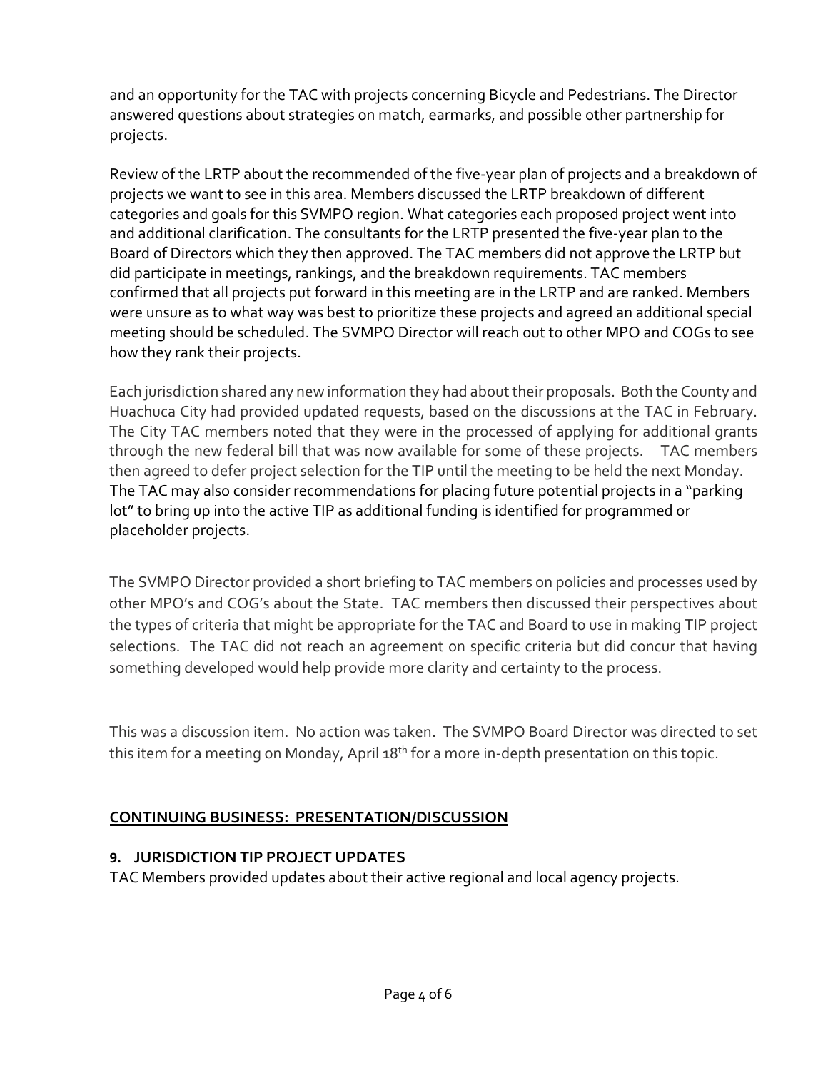and an opportunity for the TAC with projects concerning Bicycle and Pedestrians. The Director answered questions about strategies on match, earmarks, and possible other partnership for projects.

Review of the LRTP about the recommended of the five-year plan of projects and a breakdown of projects we want to see in this area. Members discussed the LRTP breakdown of different categories and goals for this SVMPO region. What categories each proposed project went into and additional clarification. The consultants for the LRTP presented the five-year plan to the Board of Directors which they then approved. The TAC members did not approve the LRTP but did participate in meetings, rankings, and the breakdown requirements. TAC members confirmed that all projects put forward in this meeting are in the LRTP and are ranked. Members were unsure as to what way was best to prioritize these projects and agreed an additional special meeting should be scheduled. The SVMPO Director will reach out to other MPO and COGs to see how they rank their projects.

Each jurisdiction shared any new information they had about their proposals. Both the County and Huachuca City had provided updated requests, based on the discussions at the TAC in February. The City TAC members noted that they were in the processed of applying for additional grants through the new federal bill that was now available for some of these projects. TAC members then agreed to defer project selection for the TIP until the meeting to be held the next Monday. The TAC may also consider recommendations for placing future potential projects in a "parking lot" to bring up into the active TIP as additional funding is identified for programmed or placeholder projects.

The SVMPO Director provided a short briefing to TAC members on policies and processes used by other MPO's and COG's about the State. TAC members then discussed their perspectives about the types of criteria that might be appropriate for the TAC and Board to use in making TIP project selections. The TAC did not reach an agreement on specific criteria but did concur that having something developed would help provide more clarity and certainty to the process.

This was a discussion item. No action was taken. The SVMPO Board Director was directed to set this item for a meeting on Monday, April 18th for a more in-depth presentation on this topic.

## CONTINUING BUSINESS: PRESENTATION/DISCUSSION

### 9. JURISDICTION TIP PROJECT UPDATES

TAC Members provided updates about their active regional and local agency projects.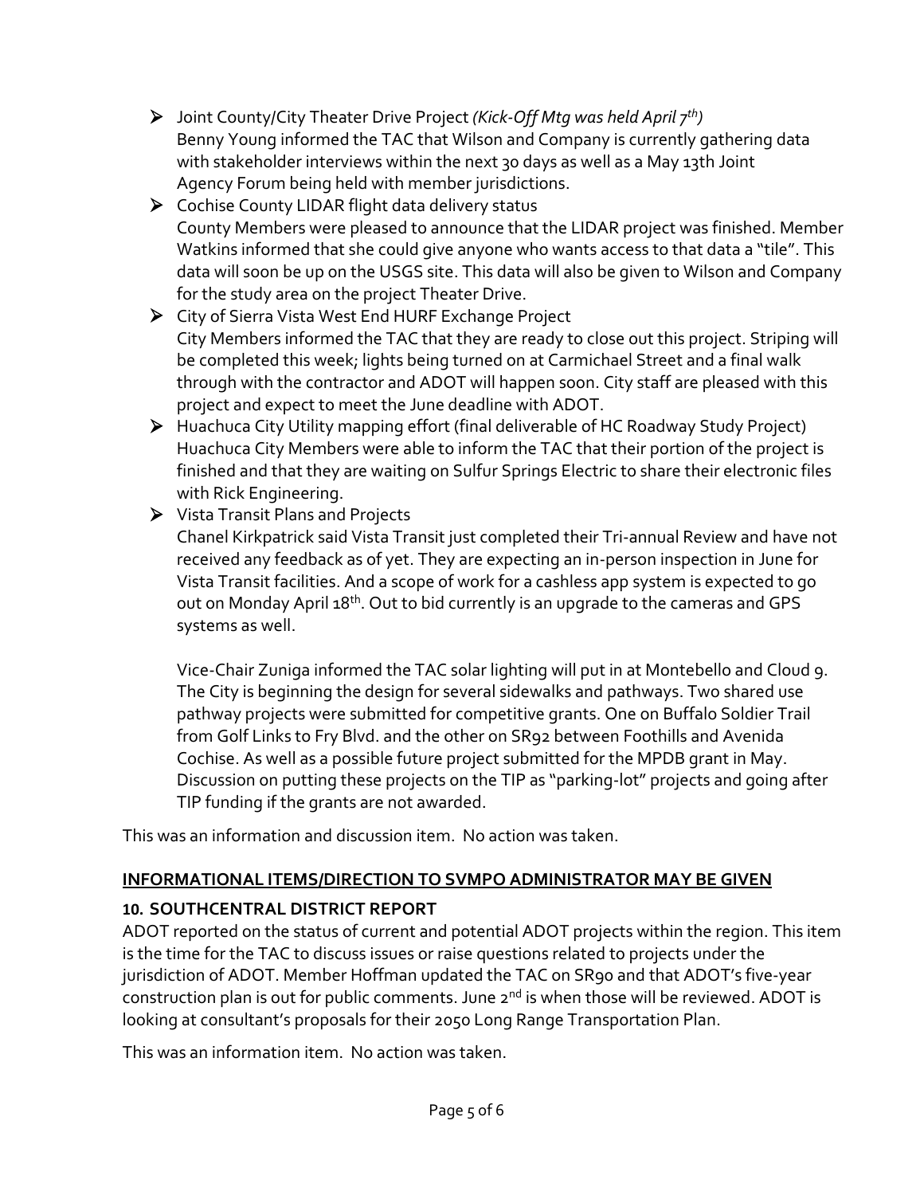- Joint County/City Theater Drive Project *(Kick-Off Mtg was held April 7th)*
  Benny Young informed the TAC that Wilson and Company is currently gathering data with stakeholder interviews within the next 30 days as well as a May 13th Joint Agency Forum being held with member jurisdictions.
- Cochise County LIDAR flight data delivery status
  County Members were pleased to announce that the LIDAR project was finished. Member Watkins informed that she could give anyone who wants access to that data a "tile". This data will soon be up on the USGS site. This data will also be given to Wilson and Company for the study area on the project Theater Drive.
- City of Sierra Vista West End HURF Exchange Project
  City Members informed the TAC that they are ready to close out this project. Striping will be completed this week; lights being turned on at Carmichael Street and a final walk through with the contractor and ADOT will happen soon. City staff are pleased with this project and expect to meet the June deadline with ADOT.
- Huachuca City Utility mapping effort (final deliverable of HC Roadway Study Project)
  Huachuca City Members were able to inform the TAC that their portion of the project is finished and that they are waiting on Sulfur Springs Electric to share their electronic files with Rick Engineering.
- Vista Transit Plans and Projects
  Chanel Kirkpatrick said Vista Transit just completed their Tri-annual Review and have not received any feedback as of yet. They are expecting an in-person inspection in June for Vista Transit facilities. And a scope of work for a cashless app system is expected to go out on Monday April 18th. Out to bid currently is an upgrade to the cameras and GPS systems as well.

  Vice-Chair Zuniga informed the TAC solar lighting will put in at Montebello and Cloud 9. The City is beginning the design for several sidewalks and pathways. Two shared use pathway projects were submitted for competitive grants. One on Buffalo Soldier Trail from Golf Links to Fry Blvd. and the other on SR92 between Foothills and Avenida Cochise. As well as a possible future project submitted for the MPDB grant in May. Discussion on putting these projects on the TIP as "parking-lot" projects and going after TIP funding if the grants are not awarded.

This was an information and discussion item. No action was taken.

## INFORMATIONAL ITEMS/DIRECTION TO SVMPO ADMINISTRATOR MAY BE GIVEN

### 10. SOUTHCENTRAL DISTRICT REPORT

ADOT reported on the status of current and potential ADOT projects within the region. This item is the time for the TAC to discuss issues or raise questions related to projects under the jurisdiction of ADOT. Member Hoffman updated the TAC on SR90 and that ADOT's five-year construction plan is out for public comments. June 2nd is when those will be reviewed. ADOT is looking at consultant's proposals for their 2050 Long Range Transportation Plan.

This was an information item. No action was taken.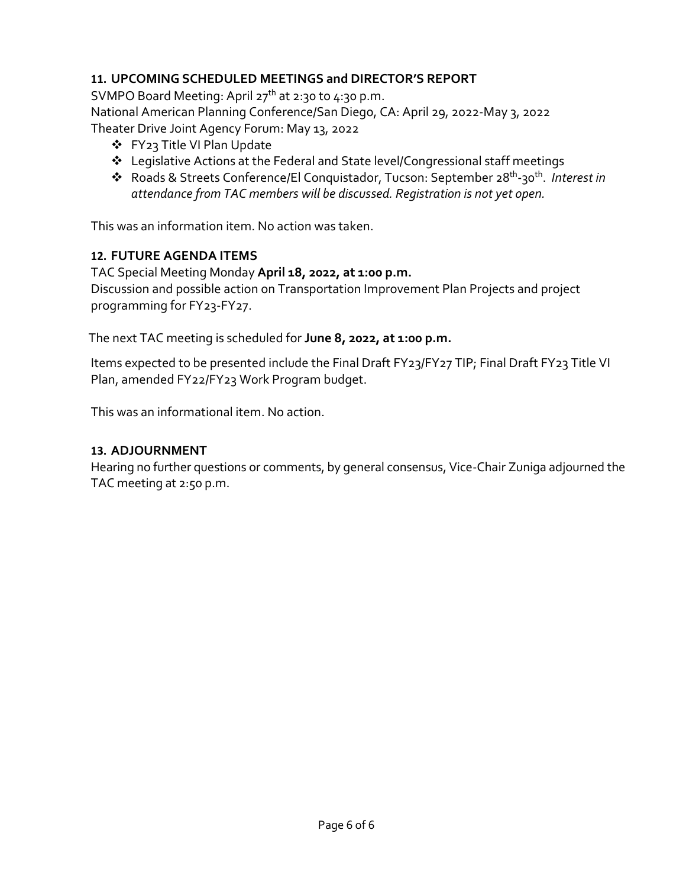### 11. UPCOMING SCHEDULED MEETINGS and DIRECTOR'S REPORT

SVMPO Board Meeting: April 27th at 2:30 to 4:30 p.m.
National American Planning Conference/San Diego, CA: April 29, 2022-May 3, 2022
Theater Drive Joint Agency Forum: May 13, 2022

- FY23 Title VI Plan Update
- Legislative Actions at the Federal and State level/Congressional staff meetings
- Roads & Streets Conference/El Conquistador, Tucson: September 28th-30th. *Interest in attendance from TAC members will be discussed. Registration is not yet open.*

This was an information item. No action was taken.

### 12. FUTURE AGENDA ITEMS

TAC Special Meeting Monday **April 18, 2022, at 1:00 p.m.**
Discussion and possible action on Transportation Improvement Plan Projects and project programming for FY23-FY27.

The next TAC meeting is scheduled for **June 8, 2022, at 1:00 p.m.**

Items expected to be presented include the Final Draft FY23/FY27 TIP; Final Draft FY23 Title VI Plan, amended FY22/FY23 Work Program budget.

This was an informational item. No action.

### 13. ADJOURNMENT

Hearing no further questions or comments, by general consensus, Vice-Chair Zuniga adjourned the TAC meeting at 2:50 p.m.